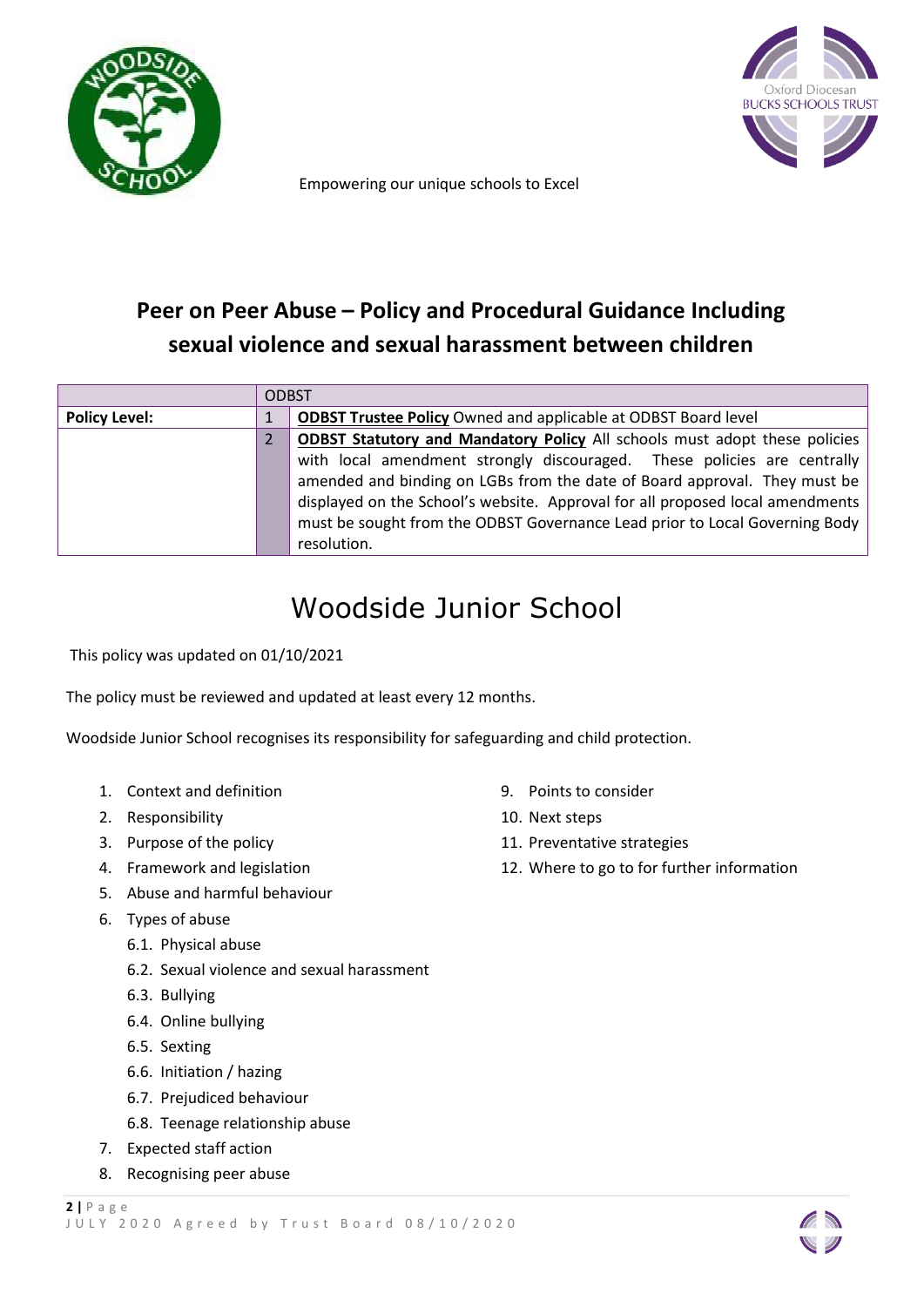Empowering our unique schools to Excel

# Peer on Peer Abuse – Policy and Procedural Guidance Including sexual violence and sexual harassment between children

| | ODBST | |
|---|---|---|
| **Policy Level:** | 1 | **ODBST Trustee Policy** Owned and applicable at ODBST Board level |
| | 2 | **ODBST Statutory and Mandatory Policy** All schools must adopt these policies with local amendment strongly discouraged. These policies are centrally amended and binding on LGBs from the date of Board approval. They must be displayed on the School's website. Approval for all proposed local amendments must be sought from the ODBST Governance Lead prior to Local Governing Body resolution. |

# Woodside Junior School

This policy was updated on 01/10/2021

The policy must be reviewed and updated at least every 12 months.

Woodside Junior School recognises its responsibility for safeguarding and child protection.

1. Context and definition
2. Responsibility
3. Purpose of the policy
4. Framework and legislation
5. Abuse and harmful behaviour
6. Types of abuse
   6.1. Physical abuse
   6.2. Sexual violence and sexual harassment
   6.3. Bullying
   6.4. Online bullying
   6.5. Sexting
   6.6. Initiation / hazing
   6.7. Prejudiced behaviour
   6.8. Teenage relationship abuse
7. Expected staff action
8. Recognising peer abuse
9. Points to consider
10. Next steps
11. Preventative strategies
12. Where to go to for further information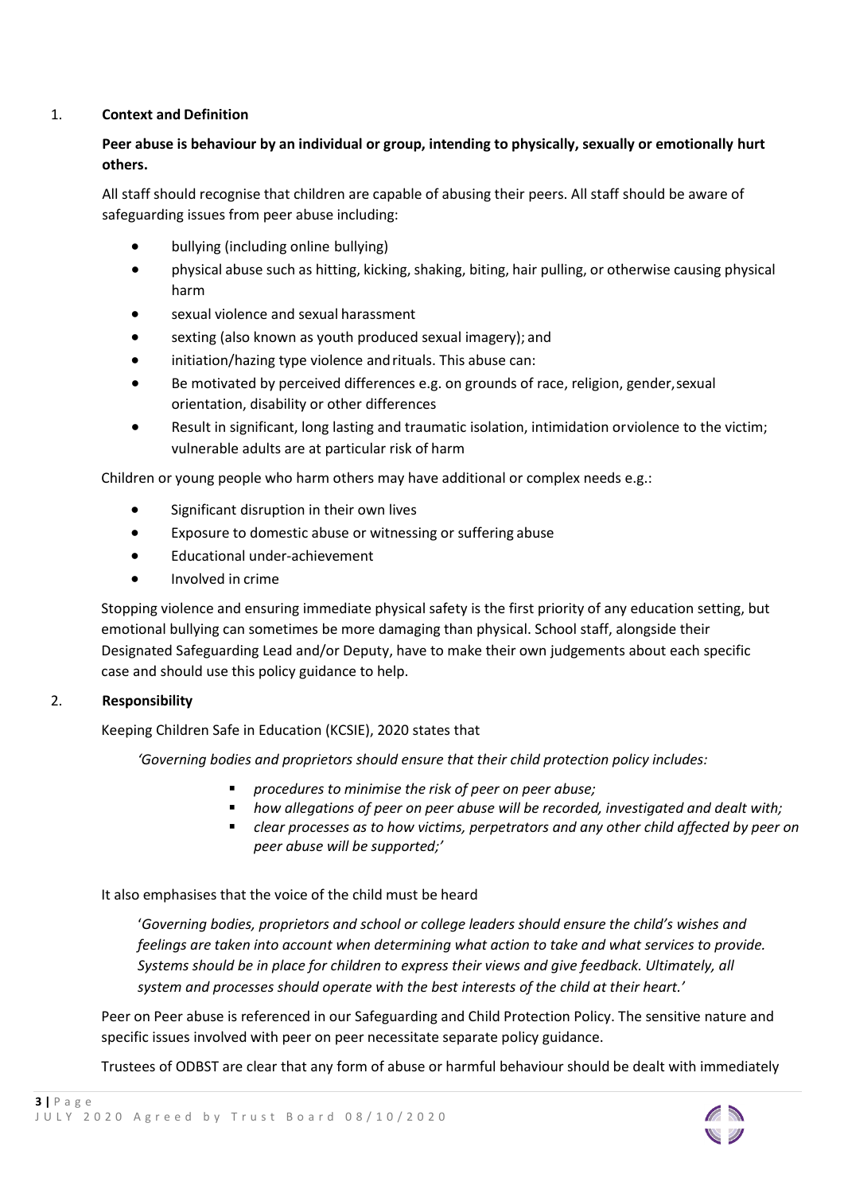## 1. Context and Definition

**Peer abuse is behaviour by an individual or group, intending to physically, sexually or emotionally hurt others.**

All staff should recognise that children are capable of abusing their peers. All staff should be aware of safeguarding issues from peer abuse including:

- bullying (including online bullying)
- physical abuse such as hitting, kicking, shaking, biting, hair pulling, or otherwise causing physical harm
- sexual violence and sexual harassment
- sexting (also known as youth produced sexual imagery); and
- initiation/hazing type violence and rituals. This abuse can:
- Be motivated by perceived differences e.g. on grounds of race, religion, gender, sexual orientation, disability or other differences
- Result in significant, long lasting and traumatic isolation, intimidation or violence to the victim; vulnerable adults are at particular risk of harm

Children or young people who harm others may have additional or complex needs e.g.:

- Significant disruption in their own lives
- Exposure to domestic abuse or witnessing or suffering abuse
- Educational under-achievement
- Involved in crime

Stopping violence and ensuring immediate physical safety is the first priority of any education setting, but emotional bullying can sometimes be more damaging than physical. School staff, alongside their Designated Safeguarding Lead and/or Deputy, have to make their own judgements about each specific case and should use this policy guidance to help.

## 2. Responsibility

Keeping Children Safe in Education (KCSIE), 2020 states that

*'Governing bodies and proprietors should ensure that their child protection policy includes:*

- *procedures to minimise the risk of peer on peer abuse;*
- *how allegations of peer on peer abuse will be recorded, investigated and dealt with;*
- *clear processes as to how victims, perpetrators and any other child affected by peer on peer abuse will be supported;'*

It also emphasises that the voice of the child must be heard

*'Governing bodies, proprietors and school or college leaders should ensure the child's wishes and feelings are taken into account when determining what action to take and what services to provide. Systems should be in place for children to express their views and give feedback. Ultimately, all system and processes should operate with the best interests of the child at their heart.'*

Peer on Peer abuse is referenced in our Safeguarding and Child Protection Policy. The sensitive nature and specific issues involved with peer on peer necessitate separate policy guidance.

Trustees of ODBST are clear that any form of abuse or harmful behaviour should be dealt with immediately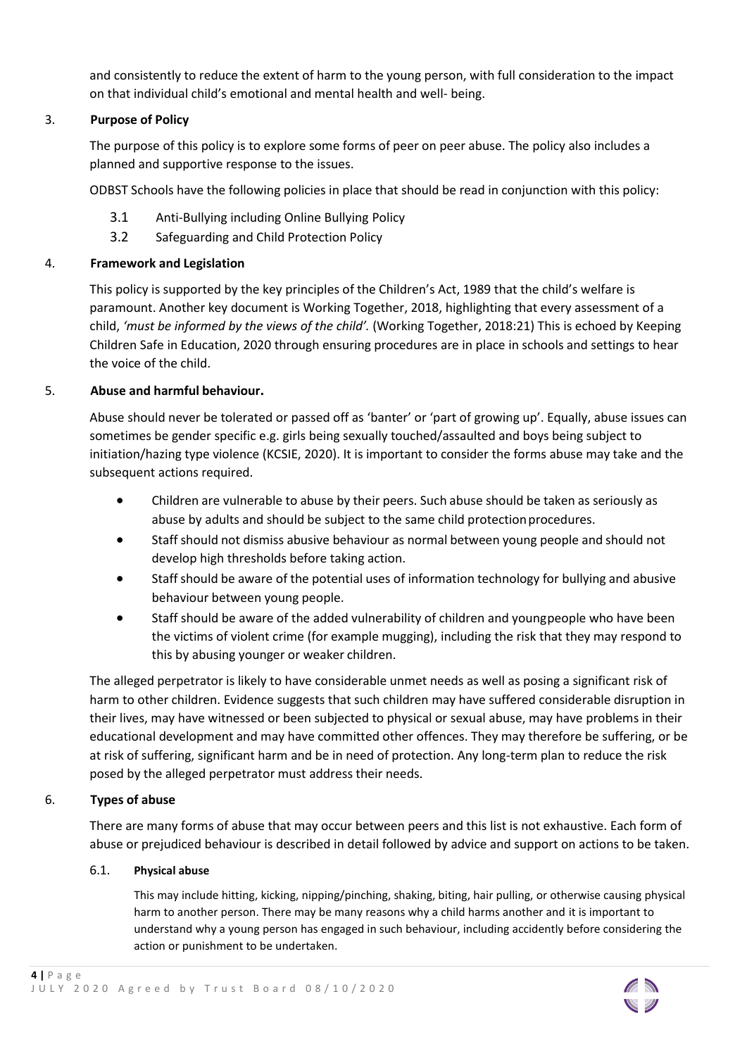and consistently to reduce the extent of harm to the young person, with full consideration to the impact on that individual child's emotional and mental health and well- being.

## 3. Purpose of Policy

The purpose of this policy is to explore some forms of peer on peer abuse. The policy also includes a planned and supportive response to the issues.

ODBST Schools have the following policies in place that should be read in conjunction with this policy:

3.1 Anti-Bullying including Online Bullying Policy

3.2 Safeguarding and Child Protection Policy

## 4. Framework and Legislation

This policy is supported by the key principles of the Children's Act, 1989 that the child's welfare is paramount. Another key document is Working Together, 2018, highlighting that every assessment of a child, *'must be informed by the views of the child'.* (Working Together, 2018:21) This is echoed by Keeping Children Safe in Education, 2020 through ensuring procedures are in place in schools and settings to hear the voice of the child.

## 5. Abuse and harmful behaviour.

Abuse should never be tolerated or passed off as 'banter' or 'part of growing up'. Equally, abuse issues can sometimes be gender specific e.g. girls being sexually touched/assaulted and boys being subject to initiation/hazing type violence (KCSIE, 2020). It is important to consider the forms abuse may take and the subsequent actions required.

- Children are vulnerable to abuse by their peers. Such abuse should be taken as seriously as abuse by adults and should be subject to the same child protection procedures.
- Staff should not dismiss abusive behaviour as normal between young people and should not develop high thresholds before taking action.
- Staff should be aware of the potential uses of information technology for bullying and abusive behaviour between young people.
- Staff should be aware of the added vulnerability of children and young people who have been the victims of violent crime (for example mugging), including the risk that they may respond to this by abusing younger or weaker children.

The alleged perpetrator is likely to have considerable unmet needs as well as posing a significant risk of harm to other children. Evidence suggests that such children may have suffered considerable disruption in their lives, may have witnessed or been subjected to physical or sexual abuse, may have problems in their educational development and may have committed other offences. They may therefore be suffering, or be at risk of suffering, significant harm and be in need of protection. Any long-term plan to reduce the risk posed by the alleged perpetrator must address their needs.

## 6. Types of abuse

There are many forms of abuse that may occur between peers and this list is not exhaustive. Each form of abuse or prejudiced behaviour is described in detail followed by advice and support on actions to be taken.

### 6.1. Physical abuse

This may include hitting, kicking, nipping/pinching, shaking, biting, hair pulling, or otherwise causing physical harm to another person. There may be many reasons why a child harms another and it is important to understand why a young person has engaged in such behaviour, including accidently before considering the action or punishment to be undertaken.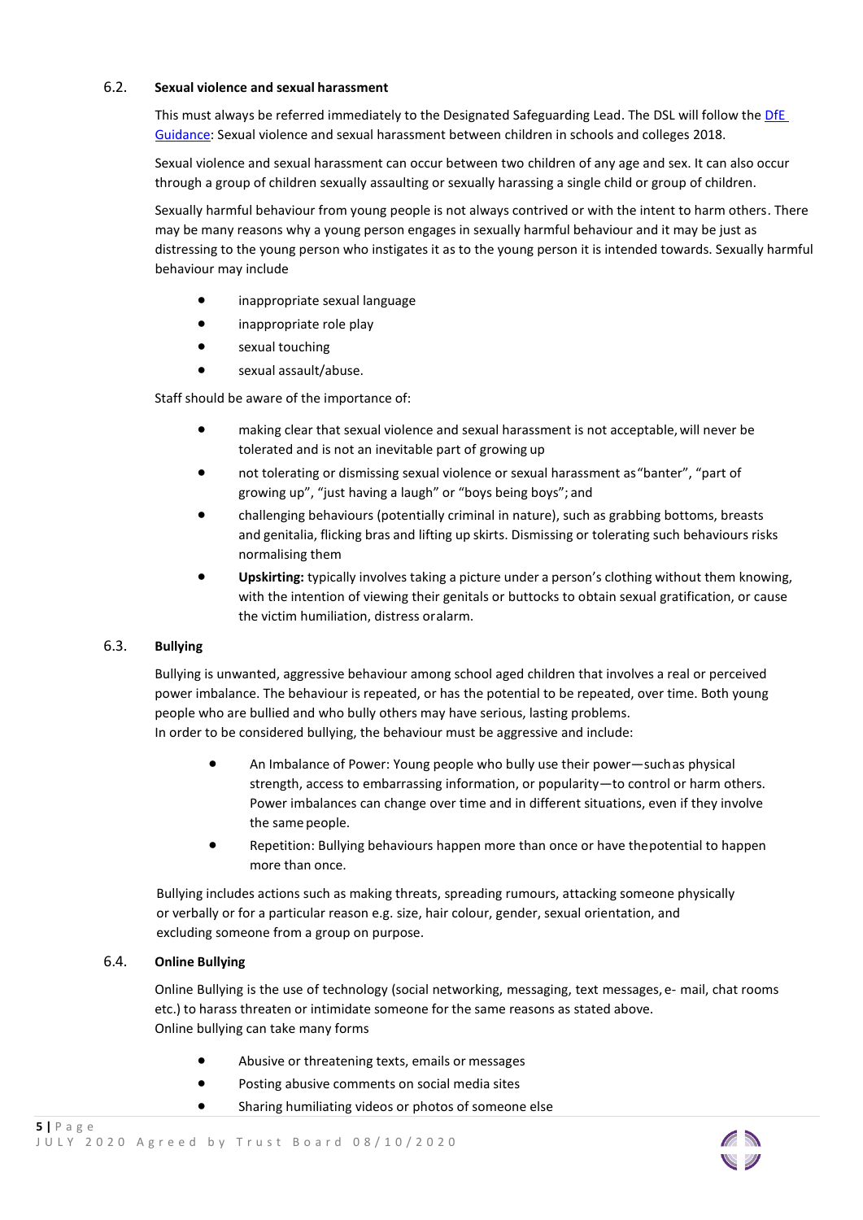### 6.2. Sexual violence and sexual harassment

This must always be referred immediately to the Designated Safeguarding Lead. The DSL will follow the DfE Guidance: Sexual violence and sexual harassment between children in schools and colleges 2018.

Sexual violence and sexual harassment can occur between two children of any age and sex. It can also occur through a group of children sexually assaulting or sexually harassing a single child or group of children.

Sexually harmful behaviour from young people is not always contrived or with the intent to harm others. There may be many reasons why a young person engages in sexually harmful behaviour and it may be just as distressing to the young person who instigates it as to the young person it is intended towards. Sexually harmful behaviour may include

- inappropriate sexual language
- inappropriate role play
- sexual touching
- sexual assault/abuse.

Staff should be aware of the importance of:

- making clear that sexual violence and sexual harassment is not acceptable, will never be tolerated and is not an inevitable part of growing up
- not tolerating or dismissing sexual violence or sexual harassment as "banter", "part of growing up", "just having a laugh" or "boys being boys"; and
- challenging behaviours (potentially criminal in nature), such as grabbing bottoms, breasts and genitalia, flicking bras and lifting up skirts. Dismissing or tolerating such behaviours risks normalising them
- **Upskirting:** typically involves taking a picture under a person's clothing without them knowing, with the intention of viewing their genitals or buttocks to obtain sexual gratification, or cause the victim humiliation, distress or alarm.

### 6.3. Bullying

Bullying is unwanted, aggressive behaviour among school aged children that involves a real or perceived power imbalance. The behaviour is repeated, or has the potential to be repeated, over time. Both young people who are bullied and who bully others may have serious, lasting problems.
In order to be considered bullying, the behaviour must be aggressive and include:

- An Imbalance of Power: Young people who bully use their power—such as physical strength, access to embarrassing information, or popularity—to control or harm others. Power imbalances can change over time and in different situations, even if they involve the same people.
- Repetition: Bullying behaviours happen more than once or have the potential to happen more than once.

Bullying includes actions such as making threats, spreading rumours, attacking someone physically or verbally or for a particular reason e.g. size, hair colour, gender, sexual orientation, and excluding someone from a group on purpose.

### 6.4. Online Bullying

Online Bullying is the use of technology (social networking, messaging, text messages, e- mail, chat rooms etc.) to harass threaten or intimidate someone for the same reasons as stated above.
Online bullying can take many forms

- Abusive or threatening texts, emails or messages
- Posting abusive comments on social media sites
- Sharing humiliating videos or photos of someone else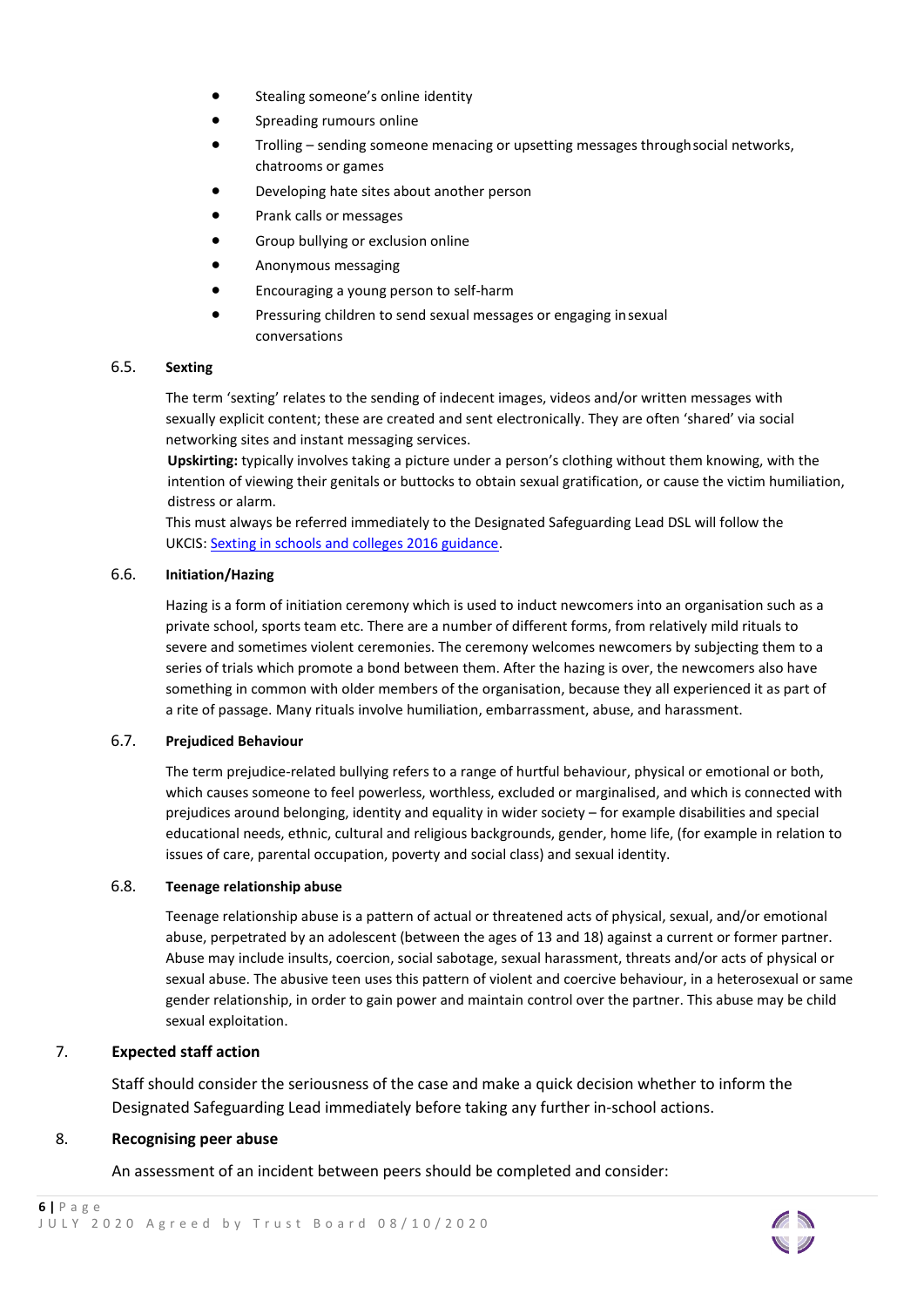- Stealing someone's online identity
- Spreading rumours online
- Trolling – sending someone menacing or upsetting messages through social networks, chatrooms or games
- Developing hate sites about another person
- Prank calls or messages
- Group bullying or exclusion online
- Anonymous messaging
- Encouraging a young person to self-harm
- Pressuring children to send sexual messages or engaging in sexual conversations

### 6.5. Sexting

The term 'sexting' relates to the sending of indecent images, videos and/or written messages with sexually explicit content; these are created and sent electronically. They are often 'shared' via social networking sites and instant messaging services.

**Upskirting:** typically involves taking a picture under a person's clothing without them knowing, with the intention of viewing their genitals or buttocks to obtain sexual gratification, or cause the victim humiliation, distress or alarm.

This must always be referred immediately to the Designated Safeguarding Lead DSL will follow the UKCIS: [Sexting in schools and colleges 2016 guidance](#).

### 6.6. Initiation/Hazing

Hazing is a form of initiation ceremony which is used to induct newcomers into an organisation such as a private school, sports team etc. There are a number of different forms, from relatively mild rituals to severe and sometimes violent ceremonies. The ceremony welcomes newcomers by subjecting them to a series of trials which promote a bond between them. After the hazing is over, the newcomers also have something in common with older members of the organisation, because they all experienced it as part of a rite of passage. Many rituals involve humiliation, embarrassment, abuse, and harassment.

### 6.7. Prejudiced Behaviour

The term prejudice-related bullying refers to a range of hurtful behaviour, physical or emotional or both, which causes someone to feel powerless, worthless, excluded or marginalised, and which is connected with prejudices around belonging, identity and equality in wider society – for example disabilities and special educational needs, ethnic, cultural and religious backgrounds, gender, home life, (for example in relation to issues of care, parental occupation, poverty and social class) and sexual identity.

### 6.8. Teenage relationship abuse

Teenage relationship abuse is a pattern of actual or threatened acts of physical, sexual, and/or emotional abuse, perpetrated by an adolescent (between the ages of 13 and 18) against a current or former partner. Abuse may include insults, coercion, social sabotage, sexual harassment, threats and/or acts of physical or sexual abuse. The abusive teen uses this pattern of violent and coercive behaviour, in a heterosexual or same gender relationship, in order to gain power and maintain control over the partner. This abuse may be child sexual exploitation.

## 7. Expected staff action

Staff should consider the seriousness of the case and make a quick decision whether to inform the Designated Safeguarding Lead immediately before taking any further in-school actions.

## 8. Recognising peer abuse

An assessment of an incident between peers should be completed and consider: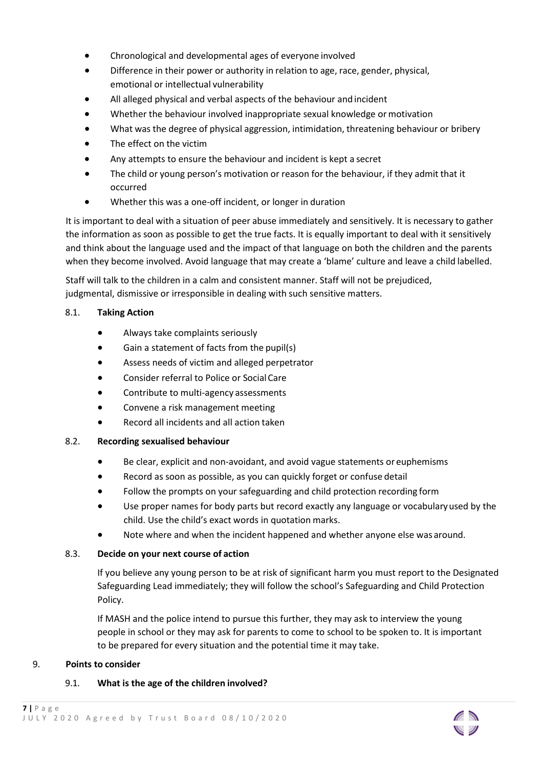- Chronological and developmental ages of everyone involved
- Difference in their power or authority in relation to age, race, gender, physical, emotional or intellectual vulnerability
- All alleged physical and verbal aspects of the behaviour and incident
- Whether the behaviour involved inappropriate sexual knowledge or motivation
- What was the degree of physical aggression, intimidation, threatening behaviour or bribery
- The effect on the victim
- Any attempts to ensure the behaviour and incident is kept a secret
- The child or young person's motivation or reason for the behaviour, if they admit that it occurred
- Whether this was a one-off incident, or longer in duration

It is important to deal with a situation of peer abuse immediately and sensitively. It is necessary to gather the information as soon as possible to get the true facts. It is equally important to deal with it sensitively and think about the language used and the impact of that language on both the children and the parents when they become involved. Avoid language that may create a 'blame' culture and leave a child labelled.

Staff will talk to the children in a calm and consistent manner. Staff will not be prejudiced, judgmental, dismissive or irresponsible in dealing with such sensitive matters.

### 8.1. Taking Action

- Always take complaints seriously
- Gain a statement of facts from the pupil(s)
- Assess needs of victim and alleged perpetrator
- Consider referral to Police or Social Care
- Contribute to multi-agency assessments
- Convene a risk management meeting
- Record all incidents and all action taken

### 8.2. Recording sexualised behaviour

- Be clear, explicit and non-avoidant, and avoid vague statements or euphemisms
- Record as soon as possible, as you can quickly forget or confuse detail
- Follow the prompts on your safeguarding and child protection recording form
- Use proper names for body parts but record exactly any language or vocabulary used by the child. Use the child's exact words in quotation marks.
- Note where and when the incident happened and whether anyone else was around.

### 8.3. Decide on your next course of action

If you believe any young person to be at risk of significant harm you must report to the Designated Safeguarding Lead immediately; they will follow the school's Safeguarding and Child Protection Policy.

If MASH and the police intend to pursue this further, they may ask to interview the young people in school or they may ask for parents to come to school to be spoken to. It is important to be prepared for every situation and the potential time it may take.

## 9. Points to consider

### 9.1. What is the age of the children involved?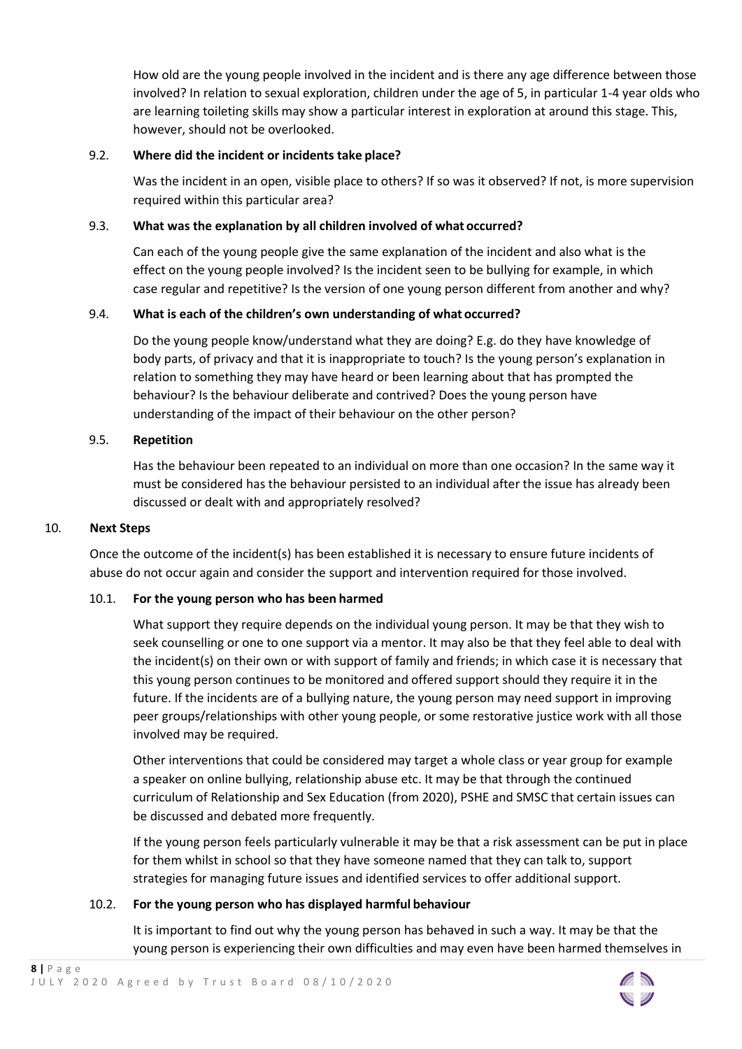How old are the young people involved in the incident and is there any age difference between those involved? In relation to sexual exploration, children under the age of 5, in particular 1-4 year olds who are learning toileting skills may show a particular interest in exploration at around this stage. This, however, should not be overlooked.

### 9.2. Where did the incident or incidents take place?

Was the incident in an open, visible place to others? If so was it observed? If not, is more supervision required within this particular area?

### 9.3. What was the explanation by all children involved of what occurred?

Can each of the young people give the same explanation of the incident and also what is the effect on the young people involved? Is the incident seen to be bullying for example, in which case regular and repetitive? Is the version of one young person different from another and why?

### 9.4. What is each of the children's own understanding of what occurred?

Do the young people know/understand what they are doing? E.g. do they have knowledge of body parts, of privacy and that it is inappropriate to touch? Is the young person's explanation in relation to something they may have heard or been learning about that has prompted the behaviour? Is the behaviour deliberate and contrived? Does the young person have understanding of the impact of their behaviour on the other person?

### 9.5. Repetition

Has the behaviour been repeated to an individual on more than one occasion? In the same way it must be considered has the behaviour persisted to an individual after the issue has already been discussed or dealt with and appropriately resolved?

## 10. Next Steps

Once the outcome of the incident(s) has been established it is necessary to ensure future incidents of abuse do not occur again and consider the support and intervention required for those involved.

### 10.1. For the young person who has been harmed

What support they require depends on the individual young person. It may be that they wish to seek counselling or one to one support via a mentor. It may also be that they feel able to deal with the incident(s) on their own or with support of family and friends; in which case it is necessary that this young person continues to be monitored and offered support should they require it in the future. If the incidents are of a bullying nature, the young person may need support in improving peer groups/relationships with other young people, or some restorative justice work with all those involved may be required.

Other interventions that could be considered may target a whole class or year group for example a speaker on online bullying, relationship abuse etc. It may be that through the continued curriculum of Relationship and Sex Education (from 2020), PSHE and SMSC that certain issues can be discussed and debated more frequently.

If the young person feels particularly vulnerable it may be that a risk assessment can be put in place for them whilst in school so that they have someone named that they can talk to, support strategies for managing future issues and identified services to offer additional support.

### 10.2. For the young person who has displayed harmful behaviour

It is important to find out why the young person has behaved in such a way. It may be that the young person is experiencing their own difficulties and may even have been harmed themselves in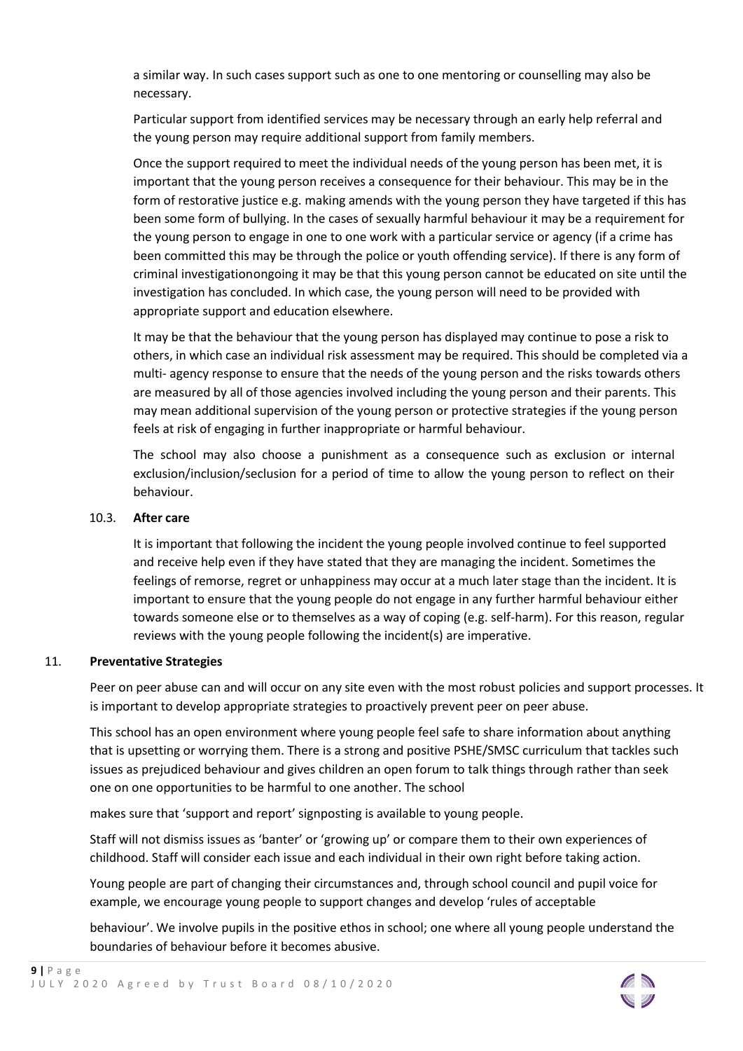a similar way. In such cases support such as one to one mentoring or counselling may also be necessary.

Particular support from identified services may be necessary through an early help referral and the young person may require additional support from family members.

Once the support required to meet the individual needs of the young person has been met, it is important that the young person receives a consequence for their behaviour. This may be in the form of restorative justice e.g. making amends with the young person they have targeted if this has been some form of bullying. In the cases of sexually harmful behaviour it may be a requirement for the young person to engage in one to one work with a particular service or agency (if a crime has been committed this may be through the police or youth offending service). If there is any form of criminal investigationongoing it may be that this young person cannot be educated on site until the investigation has concluded. In which case, the young person will need to be provided with appropriate support and education elsewhere.

It may be that the behaviour that the young person has displayed may continue to pose a risk to others, in which case an individual risk assessment may be required. This should be completed via a multi- agency response to ensure that the needs of the young person and the risks towards others are measured by all of those agencies involved including the young person and their parents. This may mean additional supervision of the young person or protective strategies if the young person feels at risk of engaging in further inappropriate or harmful behaviour.

The school may also choose a punishment as a consequence such as exclusion or internal exclusion/inclusion/seclusion for a period of time to allow the young person to reflect on their behaviour.

### 10.3. After care

It is important that following the incident the young people involved continue to feel supported and receive help even if they have stated that they are managing the incident. Sometimes the feelings of remorse, regret or unhappiness may occur at a much later stage than the incident. It is important to ensure that the young people do not engage in any further harmful behaviour either towards someone else or to themselves as a way of coping (e.g. self-harm). For this reason, regular reviews with the young people following the incident(s) are imperative.

## 11. Preventative Strategies

Peer on peer abuse can and will occur on any site even with the most robust policies and support processes. It is important to develop appropriate strategies to proactively prevent peer on peer abuse.

This school has an open environment where young people feel safe to share information about anything that is upsetting or worrying them. There is a strong and positive PSHE/SMSC curriculum that tackles such issues as prejudiced behaviour and gives children an open forum to talk things through rather than seek one on one opportunities to be harmful to one another. The school makes sure that 'support and report' signposting is available to young people.

Staff will not dismiss issues as 'banter' or 'growing up' or compare them to their own experiences of childhood. Staff will consider each issue and each individual in their own right before taking action.

Young people are part of changing their circumstances and, through school council and pupil voice for example, we encourage young people to support changes and develop 'rules of acceptable behaviour'. We involve pupils in the positive ethos in school; one where all young people understand the boundaries of behaviour before it becomes abusive.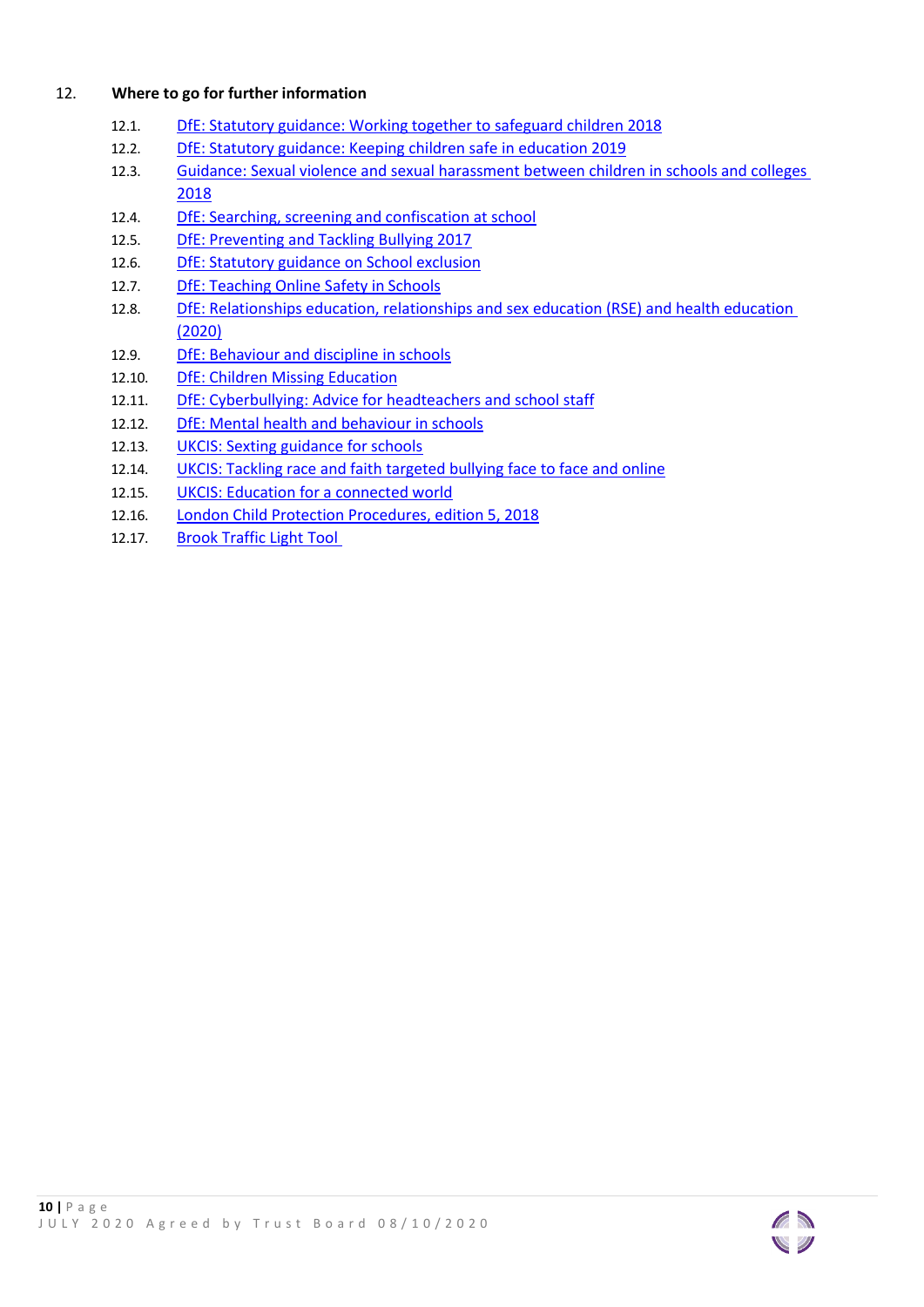## 12. Where to go for further information

- 12.1. DfE: Statutory guidance: Working together to safeguard children 2018
- 12.2. DfE: Statutory guidance: Keeping children safe in education 2019
- 12.3. Guidance: Sexual violence and sexual harassment between children in schools and colleges 2018
- 12.4. DfE: Searching, screening and confiscation at school
- 12.5. DfE: Preventing and Tackling Bullying 2017
- 12.6. DfE: Statutory guidance on School exclusion
- 12.7. DfE: Teaching Online Safety in Schools
- 12.8. DfE: Relationships education, relationships and sex education (RSE) and health education (2020)
- 12.9. DfE: Behaviour and discipline in schools
- 12.10. DfE: Children Missing Education
- 12.11. DfE: Cyberbullying: Advice for headteachers and school staff
- 12.12. DfE: Mental health and behaviour in schools
- 12.13. UKCIS: Sexting guidance for schools
- 12.14. UKCIS: Tackling race and faith targeted bullying face to face and online
- 12.15. UKCIS: Education for a connected world
- 12.16. London Child Protection Procedures, edition 5, 2018
- 12.17. Brook Traffic Light Tool